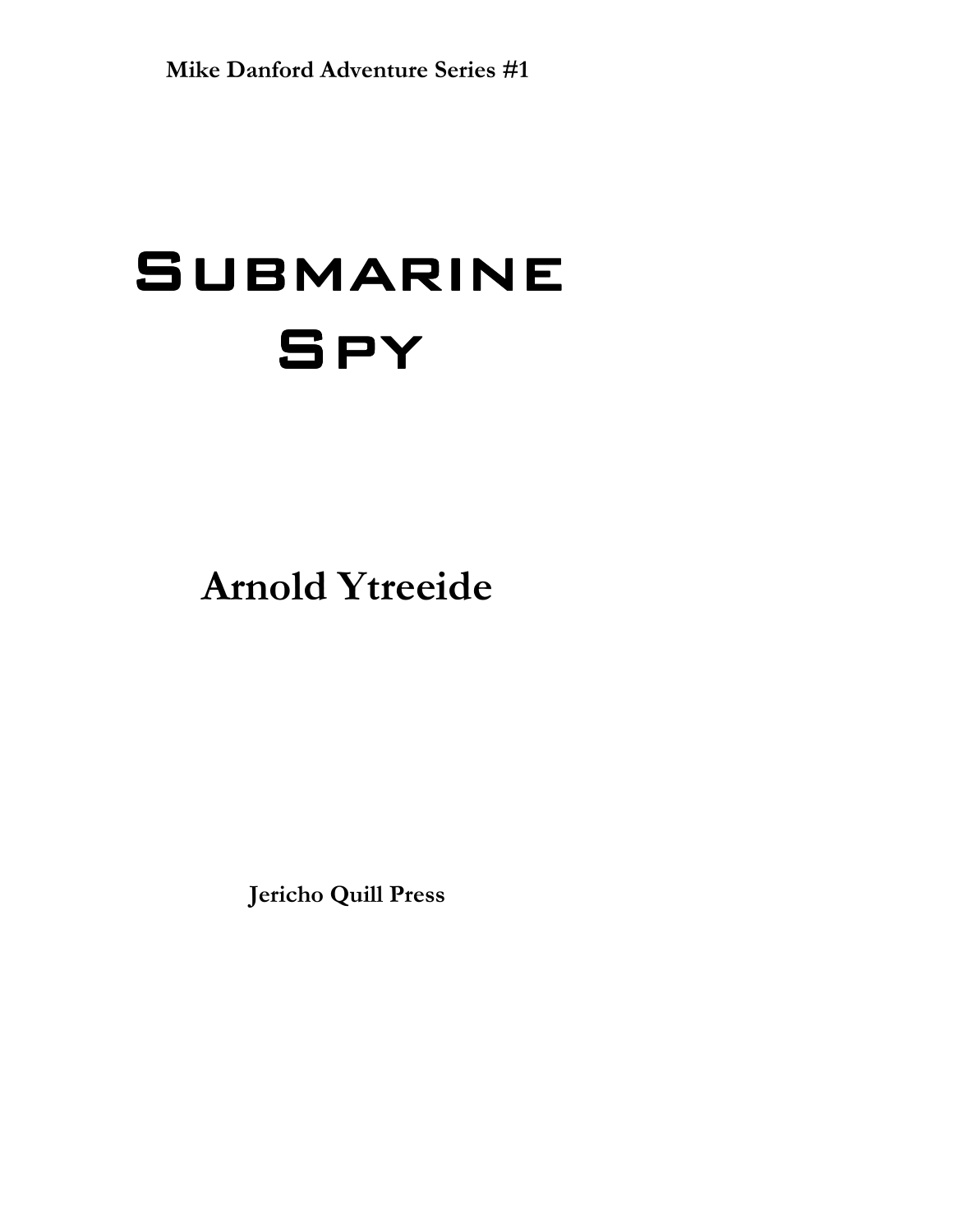**Mike Danford Adventure Series #1**

# Submarine Spy

## Arnold Ytreeide

**Jericho Quill Press**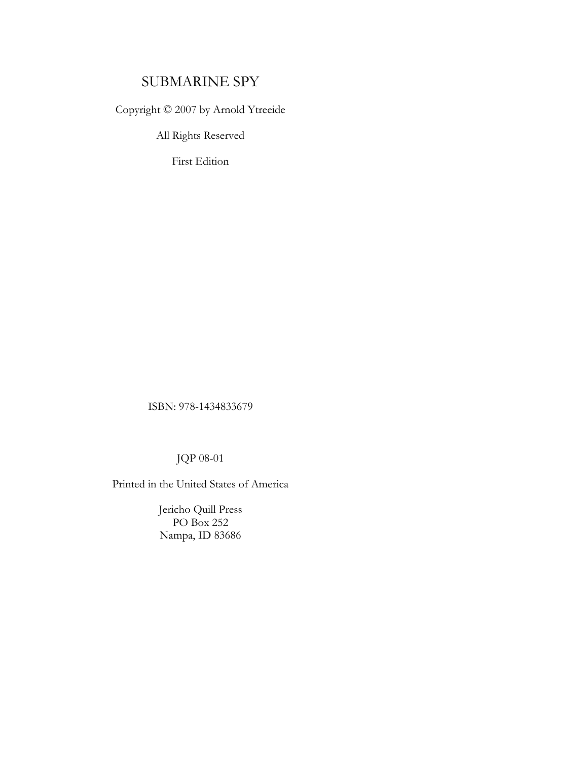# SUBMARINE SPY

Copyright © 2007 by Arnold Ytreeide

All Rights Reserved

First Edition

ISBN: 978-1434833679

JQP 08-01

Printed in the United States of America

Jericho Quill Press
PO Box 252
Nampa, ID 83686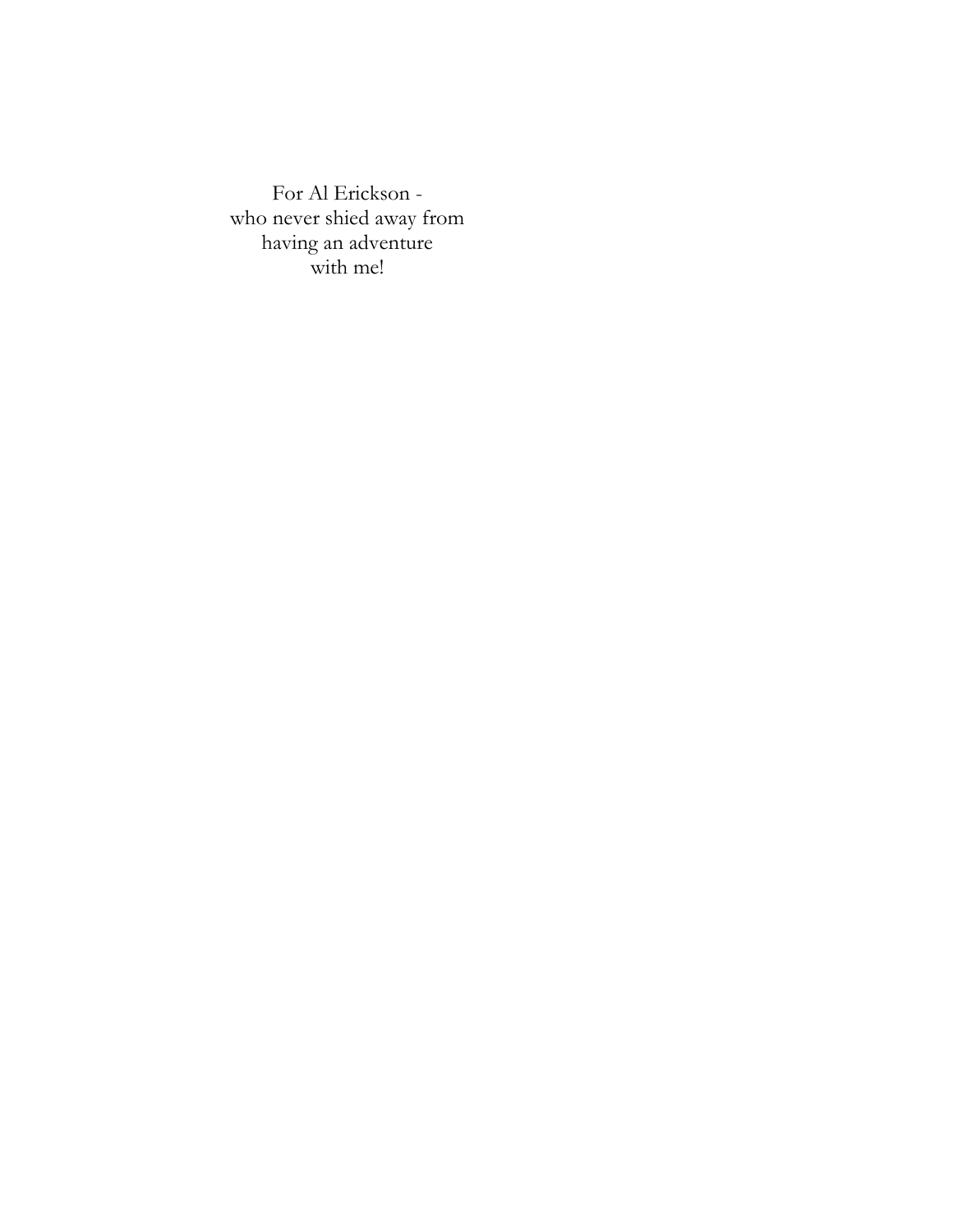For Al Erickson -
who never shied away from
having an adventure
with me!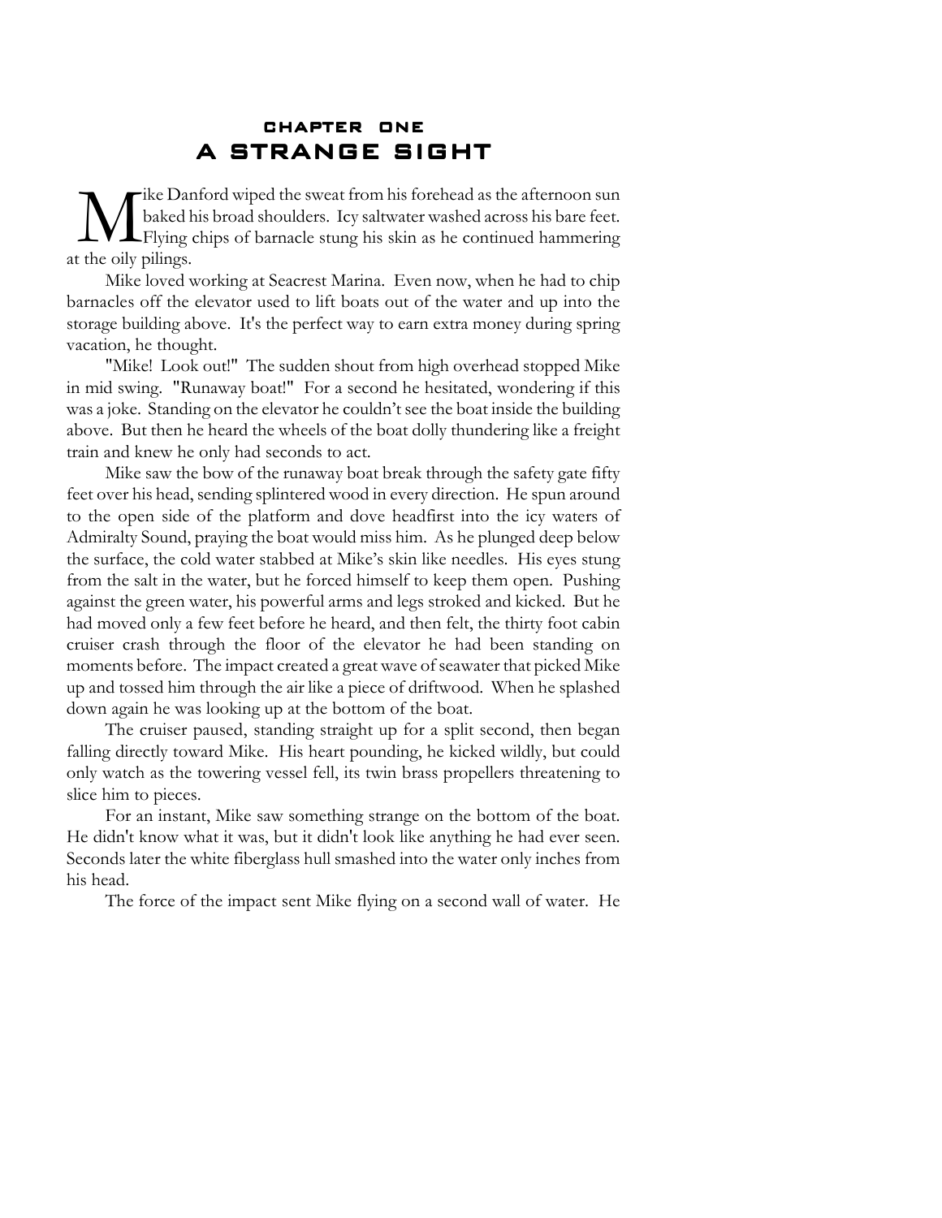## CHAPTER ONE
# A STRANGE SIGHT

Mike Danford wiped the sweat from his forehead as the afternoon sun baked his broad shoulders. Icy saltwater washed across his bare feet. Flying chips of barnacle stung his skin as he continued hammering at the oily pilings.

Mike loved working at Seacrest Marina. Even now, when he had to chip barnacles off the elevator used to lift boats out of the water and up into the storage building above. It's the perfect way to earn extra money during spring vacation, he thought.

"Mike! Look out!" The sudden shout from high overhead stopped Mike in mid swing. "Runaway boat!" For a second he hesitated, wondering if this was a joke. Standing on the elevator he couldn't see the boat inside the building above. But then he heard the wheels of the boat dolly thundering like a freight train and knew he only had seconds to act.

Mike saw the bow of the runaway boat break through the safety gate fifty feet over his head, sending splintered wood in every direction. He spun around to the open side of the platform and dove headfirst into the icy waters of Admiralty Sound, praying the boat would miss him. As he plunged deep below the surface, the cold water stabbed at Mike's skin like needles. His eyes stung from the salt in the water, but he forced himself to keep them open. Pushing against the green water, his powerful arms and legs stroked and kicked. But he had moved only a few feet before he heard, and then felt, the thirty foot cabin cruiser crash through the floor of the elevator he had been standing on moments before. The impact created a great wave of seawater that picked Mike up and tossed him through the air like a piece of driftwood. When he splashed down again he was looking up at the bottom of the boat.

The cruiser paused, standing straight up for a split second, then began falling directly toward Mike. His heart pounding, he kicked wildly, but could only watch as the towering vessel fell, its twin brass propellers threatening to slice him to pieces.

For an instant, Mike saw something strange on the bottom of the boat. He didn't know what it was, but it didn't look like anything he had ever seen. Seconds later the white fiberglass hull smashed into the water only inches from his head.

The force of the impact sent Mike flying on a second wall of water. He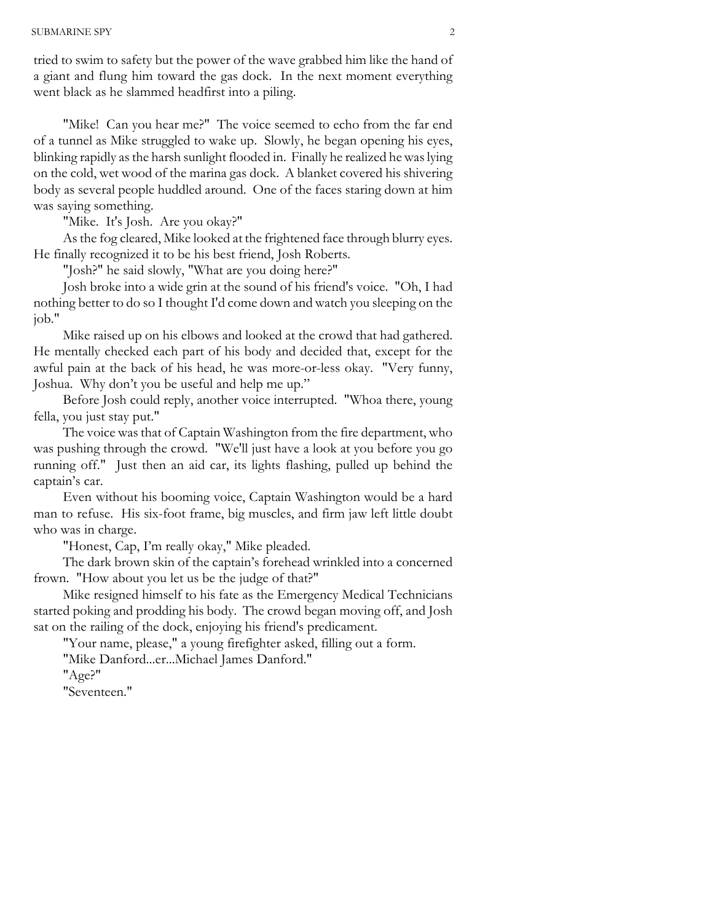tried to swim to safety but the power of the wave grabbed him like the hand of a giant and flung him toward the gas dock. In the next moment everything went black as he slammed headfirst into a piling.

"Mike! Can you hear me?" The voice seemed to echo from the far end of a tunnel as Mike struggled to wake up. Slowly, he began opening his eyes, blinking rapidly as the harsh sunlight flooded in. Finally he realized he was lying on the cold, wet wood of the marina gas dock. A blanket covered his shivering body as several people huddled around. One of the faces staring down at him was saying something.

"Mike. It's Josh. Are you okay?"

As the fog cleared, Mike looked at the frightened face through blurry eyes. He finally recognized it to be his best friend, Josh Roberts.

"Josh?" he said slowly, "What are you doing here?"

Josh broke into a wide grin at the sound of his friend's voice. "Oh, I had nothing better to do so I thought I'd come down and watch you sleeping on the job."

Mike raised up on his elbows and looked at the crowd that had gathered. He mentally checked each part of his body and decided that, except for the awful pain at the back of his head, he was more-or-less okay. "Very funny, Joshua. Why don't you be useful and help me up."

Before Josh could reply, another voice interrupted. "Whoa there, young fella, you just stay put."

The voice was that of Captain Washington from the fire department, who was pushing through the crowd. "We'll just have a look at you before you go running off." Just then an aid car, its lights flashing, pulled up behind the captain's car.

Even without his booming voice, Captain Washington would be a hard man to refuse. His six-foot frame, big muscles, and firm jaw left little doubt who was in charge.

"Honest, Cap, I'm really okay," Mike pleaded.

The dark brown skin of the captain's forehead wrinkled into a concerned frown. "How about you let us be the judge of that?"

Mike resigned himself to his fate as the Emergency Medical Technicians started poking and prodding his body. The crowd began moving off, and Josh sat on the railing of the dock, enjoying his friend's predicament.

"Your name, please," a young firefighter asked, filling out a form.

"Mike Danford...er...Michael James Danford."

"Age?"

"Seventeen."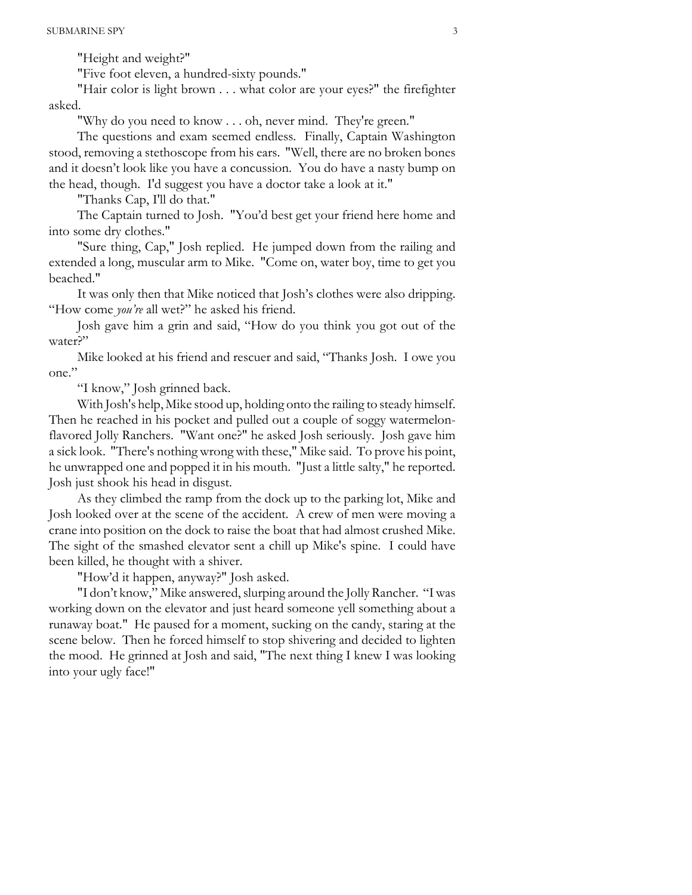"Height and weight?"

"Five foot eleven, a hundred-sixty pounds."

"Hair color is light brown . . . what color are your eyes?" the firefighter asked.

"Why do you need to know . . . oh, never mind. They're green."

The questions and exam seemed endless. Finally, Captain Washington stood, removing a stethoscope from his ears. "Well, there are no broken bones and it doesn't look like you have a concussion. You do have a nasty bump on the head, though. I'd suggest you have a doctor take a look at it."

"Thanks Cap, I'll do that."

The Captain turned to Josh. "You'd best get your friend here home and into some dry clothes."

"Sure thing, Cap," Josh replied. He jumped down from the railing and extended a long, muscular arm to Mike. "Come on, water boy, time to get you beached."

It was only then that Mike noticed that Josh's clothes were also dripping. "How come *you're* all wet?" he asked his friend.

Josh gave him a grin and said, "How do you think you got out of the water?"

Mike looked at his friend and rescuer and said, "Thanks Josh. I owe you one."

"I know," Josh grinned back.

With Josh's help, Mike stood up, holding onto the railing to steady himself. Then he reached in his pocket and pulled out a couple of soggy watermelon-flavored Jolly Ranchers. "Want one?" he asked Josh seriously. Josh gave him a sick look. "There's nothing wrong with these," Mike said. To prove his point, he unwrapped one and popped it in his mouth. "Just a little salty," he reported. Josh just shook his head in disgust.

As they climbed the ramp from the dock up to the parking lot, Mike and Josh looked over at the scene of the accident. A crew of men were moving a crane into position on the dock to raise the boat that had almost crushed Mike. The sight of the smashed elevator sent a chill up Mike's spine. I could have been killed, he thought with a shiver.

"How'd it happen, anyway?" Josh asked.

"I don't know," Mike answered, slurping around the Jolly Rancher. "I was working down on the elevator and just heard someone yell something about a runaway boat." He paused for a moment, sucking on the candy, staring at the scene below. Then he forced himself to stop shivering and decided to lighten the mood. He grinned at Josh and said, "The next thing I knew I was looking into your ugly face!"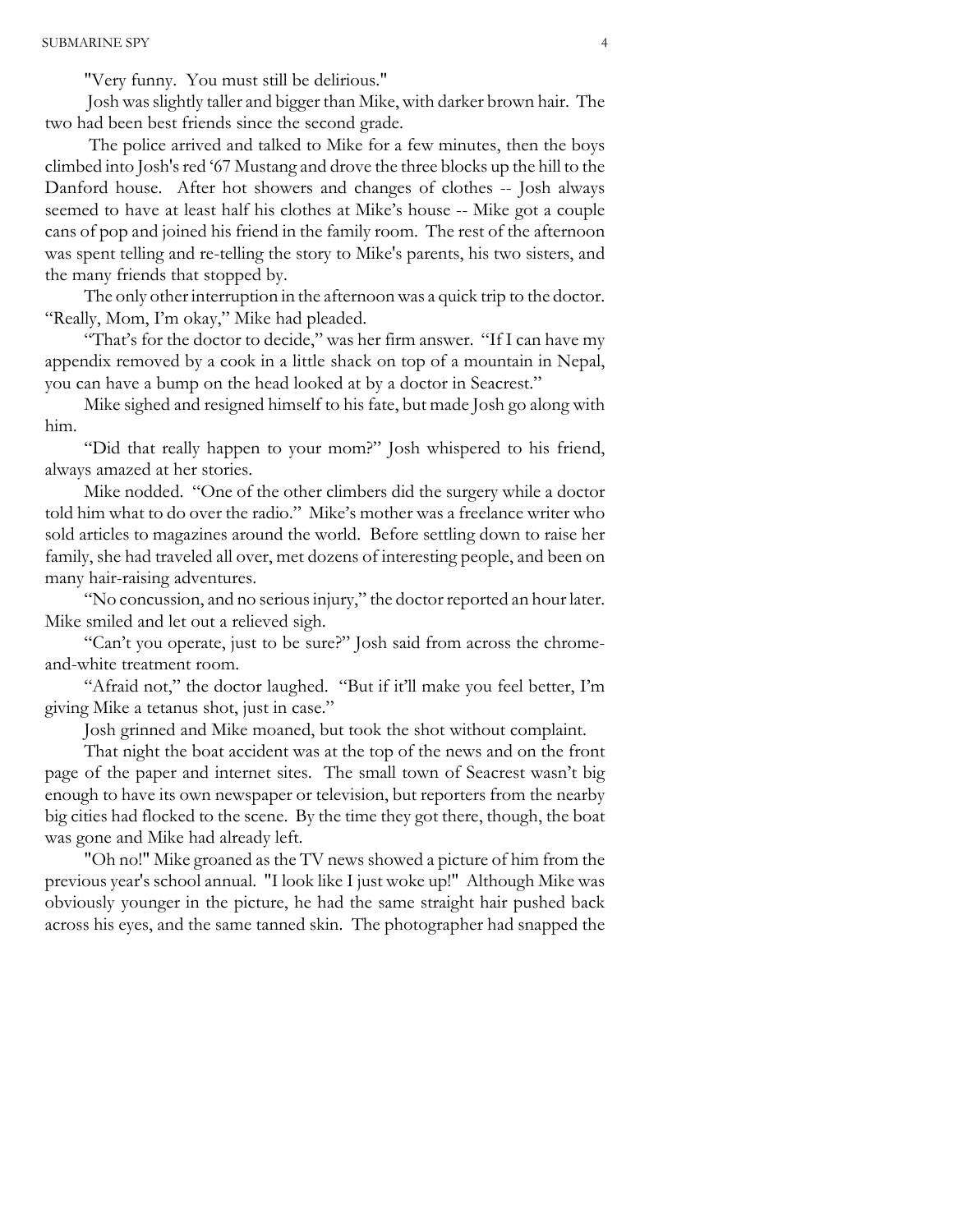"Very funny. You must still be delirious."

Josh was slightly taller and bigger than Mike, with darker brown hair. The two had been best friends since the second grade.

The police arrived and talked to Mike for a few minutes, then the boys climbed into Josh's red '67 Mustang and drove the three blocks up the hill to the Danford house. After hot showers and changes of clothes -- Josh always seemed to have at least half his clothes at Mike's house -- Mike got a couple cans of pop and joined his friend in the family room. The rest of the afternoon was spent telling and re-telling the story to Mike's parents, his two sisters, and the many friends that stopped by.

The only other interruption in the afternoon was a quick trip to the doctor. "Really, Mom, I'm okay," Mike had pleaded.

"That's for the doctor to decide," was her firm answer. "If I can have my appendix removed by a cook in a little shack on top of a mountain in Nepal, you can have a bump on the head looked at by a doctor in Seacrest."

Mike sighed and resigned himself to his fate, but made Josh go along with him.

"Did that really happen to your mom?" Josh whispered to his friend, always amazed at her stories.

Mike nodded. "One of the other climbers did the surgery while a doctor told him what to do over the radio." Mike's mother was a freelance writer who sold articles to magazines around the world. Before settling down to raise her family, she had traveled all over, met dozens of interesting people, and been on many hair-raising adventures.

"No concussion, and no serious injury," the doctor reported an hour later. Mike smiled and let out a relieved sigh.

"Can't you operate, just to be sure?" Josh said from across the chrome-and-white treatment room.

"Afraid not," the doctor laughed. "But if it'll make you feel better, I'm giving Mike a tetanus shot, just in case."

Josh grinned and Mike moaned, but took the shot without complaint.

That night the boat accident was at the top of the news and on the front page of the paper and internet sites. The small town of Seacrest wasn't big enough to have its own newspaper or television, but reporters from the nearby big cities had flocked to the scene. By the time they got there, though, the boat was gone and Mike had already left.

"Oh no!" Mike groaned as the TV news showed a picture of him from the previous year's school annual. "I look like I just woke up!" Although Mike was obviously younger in the picture, he had the same straight hair pushed back across his eyes, and the same tanned skin. The photographer had snapped the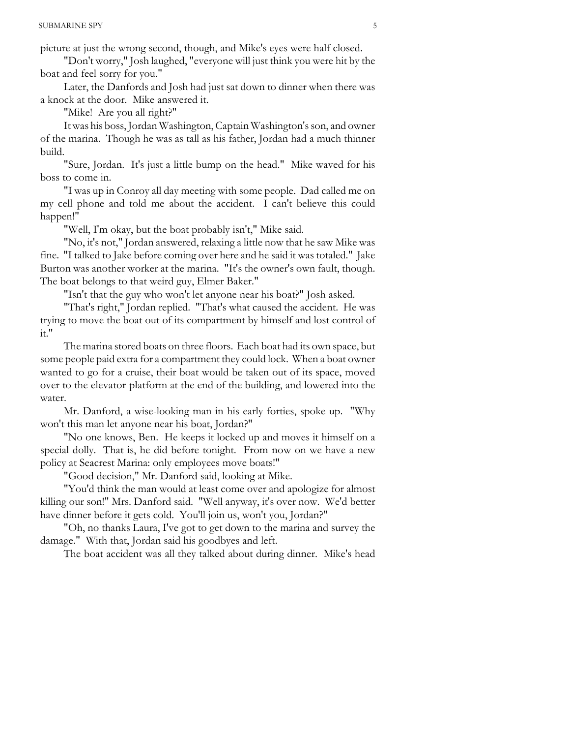picture at just the wrong second, though, and Mike's eyes were half closed.

"Don't worry," Josh laughed, "everyone will just think you were hit by the boat and feel sorry for you."

Later, the Danfords and Josh had just sat down to dinner when there was a knock at the door. Mike answered it.

"Mike! Are you all right?"

It was his boss, Jordan Washington, Captain Washington's son, and owner of the marina. Though he was as tall as his father, Jordan had a much thinner build.

"Sure, Jordan. It's just a little bump on the head." Mike waved for his boss to come in.

"I was up in Conroy all day meeting with some people. Dad called me on my cell phone and told me about the accident. I can't believe this could happen!"

"Well, I'm okay, but the boat probably isn't," Mike said.

"No, it's not," Jordan answered, relaxing a little now that he saw Mike was fine. "I talked to Jake before coming over here and he said it was totaled." Jake Burton was another worker at the marina. "It's the owner's own fault, though. The boat belongs to that weird guy, Elmer Baker."

"Isn't that the guy who won't let anyone near his boat?" Josh asked.

"That's right," Jordan replied. "That's what caused the accident. He was trying to move the boat out of its compartment by himself and lost control of it."

The marina stored boats on three floors. Each boat had its own space, but some people paid extra for a compartment they could lock. When a boat owner wanted to go for a cruise, their boat would be taken out of its space, moved over to the elevator platform at the end of the building, and lowered into the water.

Mr. Danford, a wise-looking man in his early forties, spoke up. "Why won't this man let anyone near his boat, Jordan?"

"No one knows, Ben. He keeps it locked up and moves it himself on a special dolly. That is, he did before tonight. From now on we have a new policy at Seacrest Marina: only employees move boats!"

"Good decision," Mr. Danford said, looking at Mike.

"You'd think the man would at least come over and apologize for almost killing our son!" Mrs. Danford said. "Well anyway, it's over now. We'd better have dinner before it gets cold. You'll join us, won't you, Jordan?"

"Oh, no thanks Laura, I've got to get down to the marina and survey the damage." With that, Jordan said his goodbyes and left.

The boat accident was all they talked about during dinner. Mike's head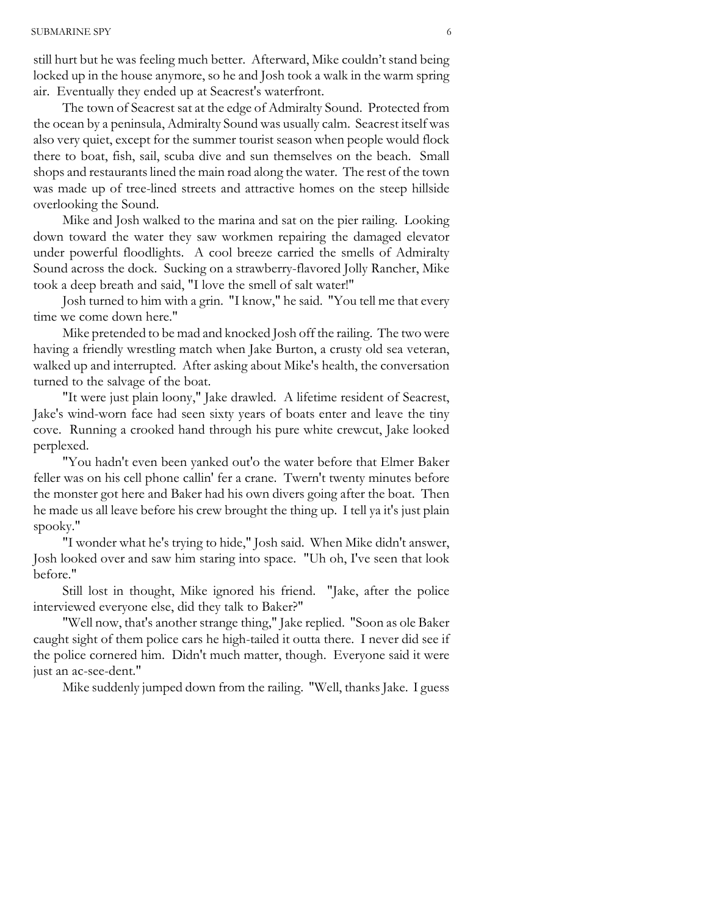still hurt but he was feeling much better. Afterward, Mike couldn't stand being locked up in the house anymore, so he and Josh took a walk in the warm spring air. Eventually they ended up at Seacrest's waterfront.

The town of Seacrest sat at the edge of Admiralty Sound. Protected from the ocean by a peninsula, Admiralty Sound was usually calm. Seacrest itself was also very quiet, except for the summer tourist season when people would flock there to boat, fish, sail, scuba dive and sun themselves on the beach. Small shops and restaurants lined the main road along the water. The rest of the town was made up of tree-lined streets and attractive homes on the steep hillside overlooking the Sound.

Mike and Josh walked to the marina and sat on the pier railing. Looking down toward the water they saw workmen repairing the damaged elevator under powerful floodlights. A cool breeze carried the smells of Admiralty Sound across the dock. Sucking on a strawberry-flavored Jolly Rancher, Mike took a deep breath and said, "I love the smell of salt water!"

Josh turned to him with a grin. "I know," he said. "You tell me that every time we come down here."

Mike pretended to be mad and knocked Josh off the railing. The two were having a friendly wrestling match when Jake Burton, a crusty old sea veteran, walked up and interrupted. After asking about Mike's health, the conversation turned to the salvage of the boat.

"It were just plain loony," Jake drawled. A lifetime resident of Seacrest, Jake's wind-worn face had seen sixty years of boats enter and leave the tiny cove. Running a crooked hand through his pure white crewcut, Jake looked perplexed.

"You hadn't even been yanked out'o the water before that Elmer Baker feller was on his cell phone callin' fer a crane. Twern't twenty minutes before the monster got here and Baker had his own divers going after the boat. Then he made us all leave before his crew brought the thing up. I tell ya it's just plain spooky."

"I wonder what he's trying to hide," Josh said. When Mike didn't answer, Josh looked over and saw him staring into space. "Uh oh, I've seen that look before."

Still lost in thought, Mike ignored his friend. "Jake, after the police interviewed everyone else, did they talk to Baker?"

"Well now, that's another strange thing," Jake replied. "Soon as ole Baker caught sight of them police cars he high-tailed it outta there. I never did see if the police cornered him. Didn't much matter, though. Everyone said it were just an ac-see-dent."

Mike suddenly jumped down from the railing. "Well, thanks Jake. I guess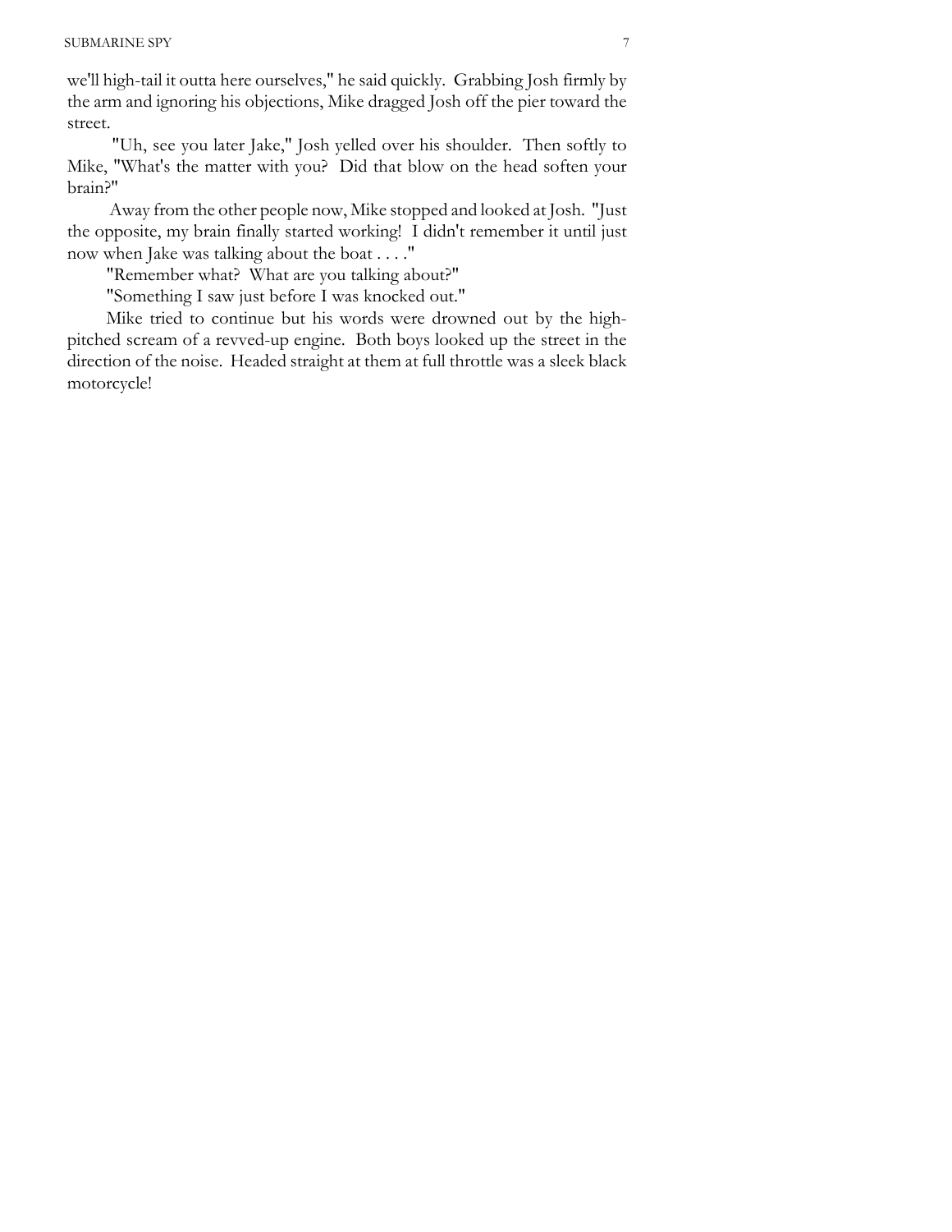we'll high-tail it outta here ourselves," he said quickly. Grabbing Josh firmly by the arm and ignoring his objections, Mike dragged Josh off the pier toward the street.

"Uh, see you later Jake," Josh yelled over his shoulder. Then softly to Mike, "What's the matter with you? Did that blow on the head soften your brain?"

Away from the other people now, Mike stopped and looked at Josh. "Just the opposite, my brain finally started working! I didn't remember it until just now when Jake was talking about the boat . . . ."

"Remember what? What are you talking about?"

"Something I saw just before I was knocked out."

Mike tried to continue but his words were drowned out by the high-pitched scream of a revved-up engine. Both boys looked up the street in the direction of the noise. Headed straight at them at full throttle was a sleek black motorcycle!